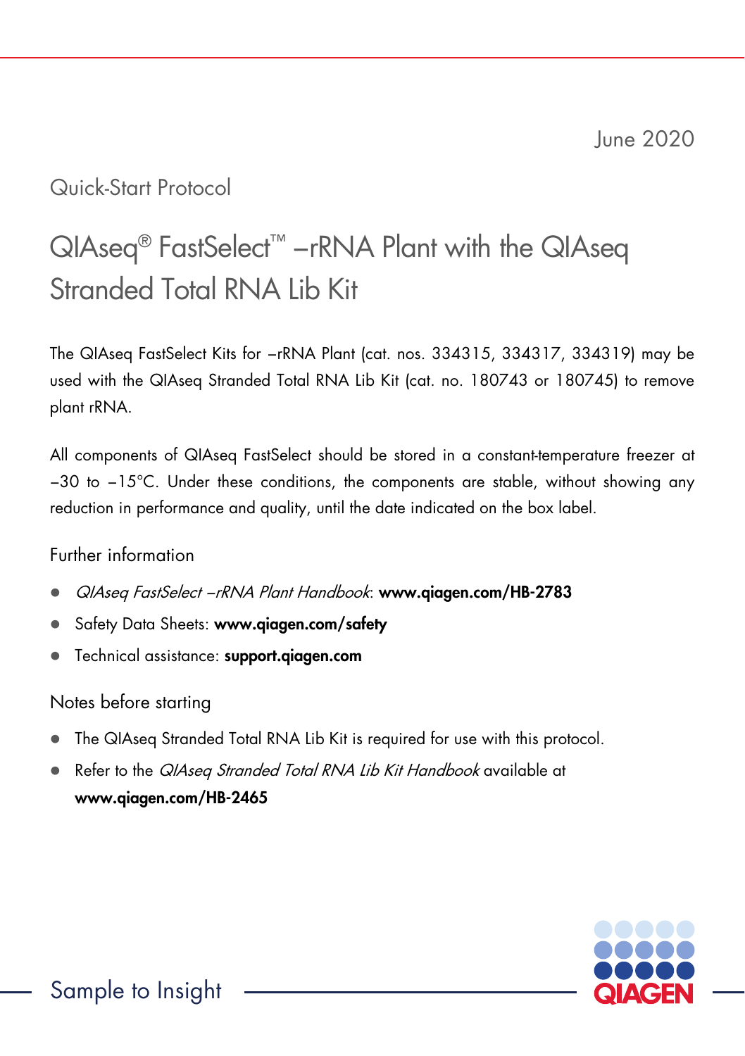June 2020

Quick-Start Protocol

# QIAseq® FastSelect™ –rRNA Plant with the QIAseq Stranded Total RNA Lib Kit

The QIAseq FastSelect Kits for –rRNA Plant (cat. nos. 334315, 334317, 334319) may be used with the QIAseq Stranded Total RNA Lib Kit (cat. no. 180743 or 180745) to remove plant rRNA.

All components of QIAseq FastSelect should be stored in a constant-temperature freezer at −30 to −15°C. Under these conditions, the components are stable, without showing any reduction in performance and quality, until the date indicated on the box label.

## Further information

- *QIAseq FastSelect –rRNA Plant Handbook*: **www.qiagen.com/HB-2783**
- Safety Data Sheets: **www.qiagen.com/safety**
- Technical assistance: **support.qiagen.com**

## Notes before starting

- The QIAseq Stranded Total RNA Lib Kit is required for use with this protocol.
- Refer to the *QIAseq Stranded Total RNA Lib Kit Handbook* available at **www.qiagen.com/HB-2465**

Sample to Insight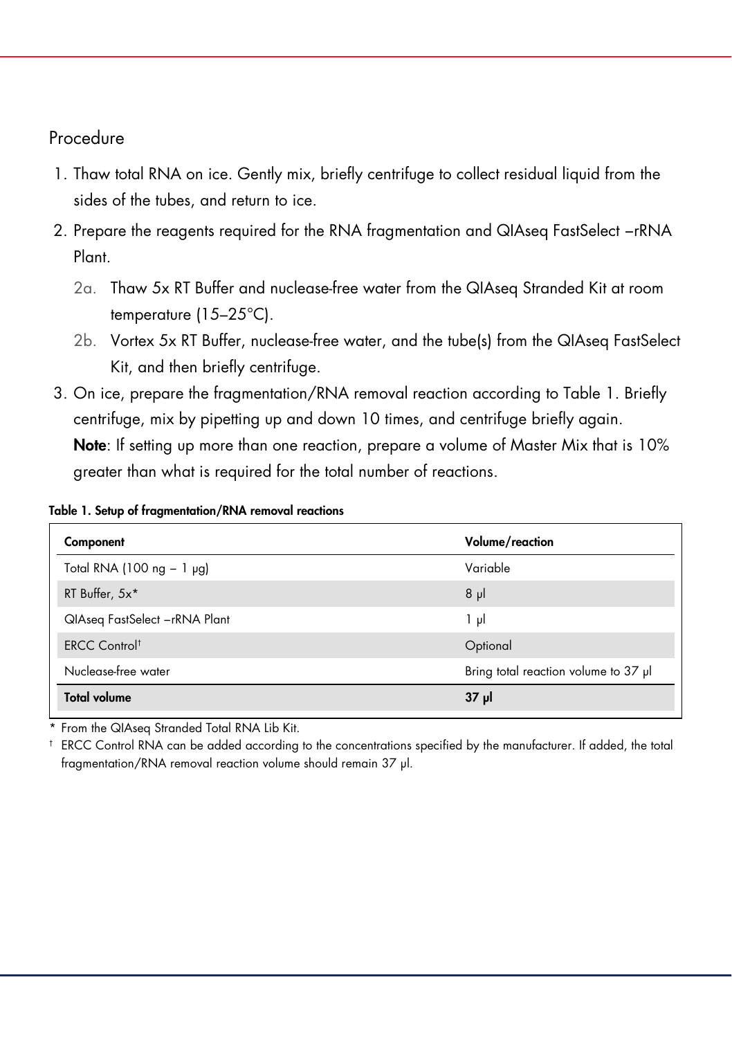## Procedure

1. Thaw total RNA on ice. Gently mix, briefly centrifuge to collect residual liquid from the sides of the tubes, and return to ice.
2. Prepare the reagents required for the RNA fragmentation and QIAseq FastSelect –rRNA Plant.
   - 2a. Thaw 5x RT Buffer and nuclease-free water from the QIAseq Stranded Kit at room temperature (15–25°C).
   - 2b. Vortex 5x RT Buffer, nuclease-free water, and the tube(s) from the QIAseq FastSelect Kit, and then briefly centrifuge.
3. On ice, prepare the fragmentation/RNA removal reaction according to Table 1. Briefly centrifuge, mix by pipetting up and down 10 times, and centrifuge briefly again.

   **Note**: If setting up more than one reaction, prepare a volume of Master Mix that is 10% greater than what is required for the total number of reactions.

**Table 1. Setup of fragmentation/RNA removal reactions**

| Component | Volume/reaction |
|---|---|
| Total RNA (100 ng – 1 µg) | Variable |
| RT Buffer, 5x* | 8 µl |
| QIAseq FastSelect –rRNA Plant | 1 µl |
| ERCC Control† | Optional |
| Nuclease-free water | Bring total reaction volume to 37 µl |
| **Total volume** | **37 µl** |

\* From the QIAseq Stranded Total RNA Lib Kit.

† ERCC Control RNA can be added according to the concentrations specified by the manufacturer. If added, the total fragmentation/RNA removal reaction volume should remain 37 µl.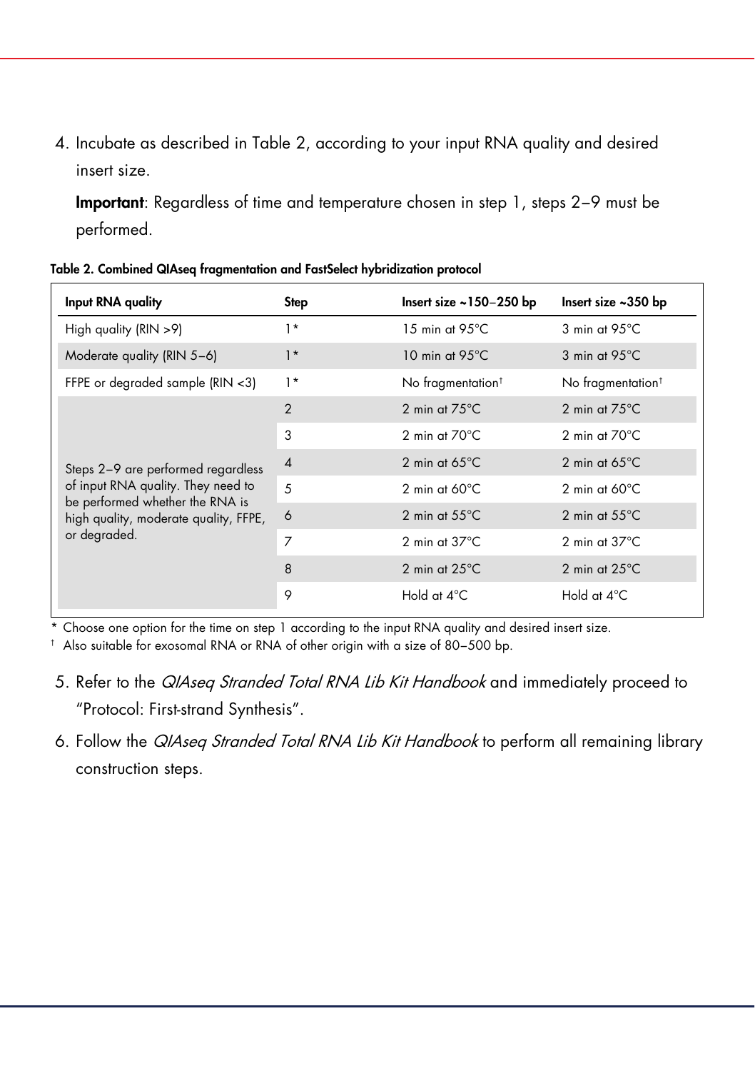4. Incubate as described in Table 2, according to your input RNA quality and desired insert size.

   **Important**: Regardless of time and temperature chosen in step 1, steps 2–9 must be performed.

**Table 2. Combined QIAseq fragmentation and FastSelect hybridization protocol**

| Input RNA quality | Step | Insert size ~150–250 bp | Insert size ~350 bp |
|---|---|---|---|
| High quality (RIN >9) | 1* | 15 min at 95°C | 3 min at 95°C |
| Moderate quality (RIN 5–6) | 1* | 10 min at 95°C | 3 min at 95°C |
| FFPE or degraded sample (RIN <3) | 1* | No fragmentation† | No fragmentation† |
| Steps 2–9 are performed regardless of input RNA quality. They need to be performed whether the RNA is high quality, moderate quality, FFPE, or degraded. | 2 | 2 min at 75°C | 2 min at 75°C |
| | 3 | 2 min at 70°C | 2 min at 70°C |
| | 4 | 2 min at 65°C | 2 min at 65°C |
| | 5 | 2 min at 60°C | 2 min at 60°C |
| | 6 | 2 min at 55°C | 2 min at 55°C |
| | 7 | 2 min at 37°C | 2 min at 37°C |
| | 8 | 2 min at 25°C | 2 min at 25°C |
| | 9 | Hold at 4°C | Hold at 4°C |

\* Choose one option for the time on step 1 according to the input RNA quality and desired insert size.

† Also suitable for exosomal RNA or RNA of other origin with a size of 80–500 bp.

5. Refer to the *QIAseq Stranded Total RNA Lib Kit Handbook* and immediately proceed to "Protocol: First-strand Synthesis".
6. Follow the *QIAseq Stranded Total RNA Lib Kit Handbook* to perform all remaining library construction steps.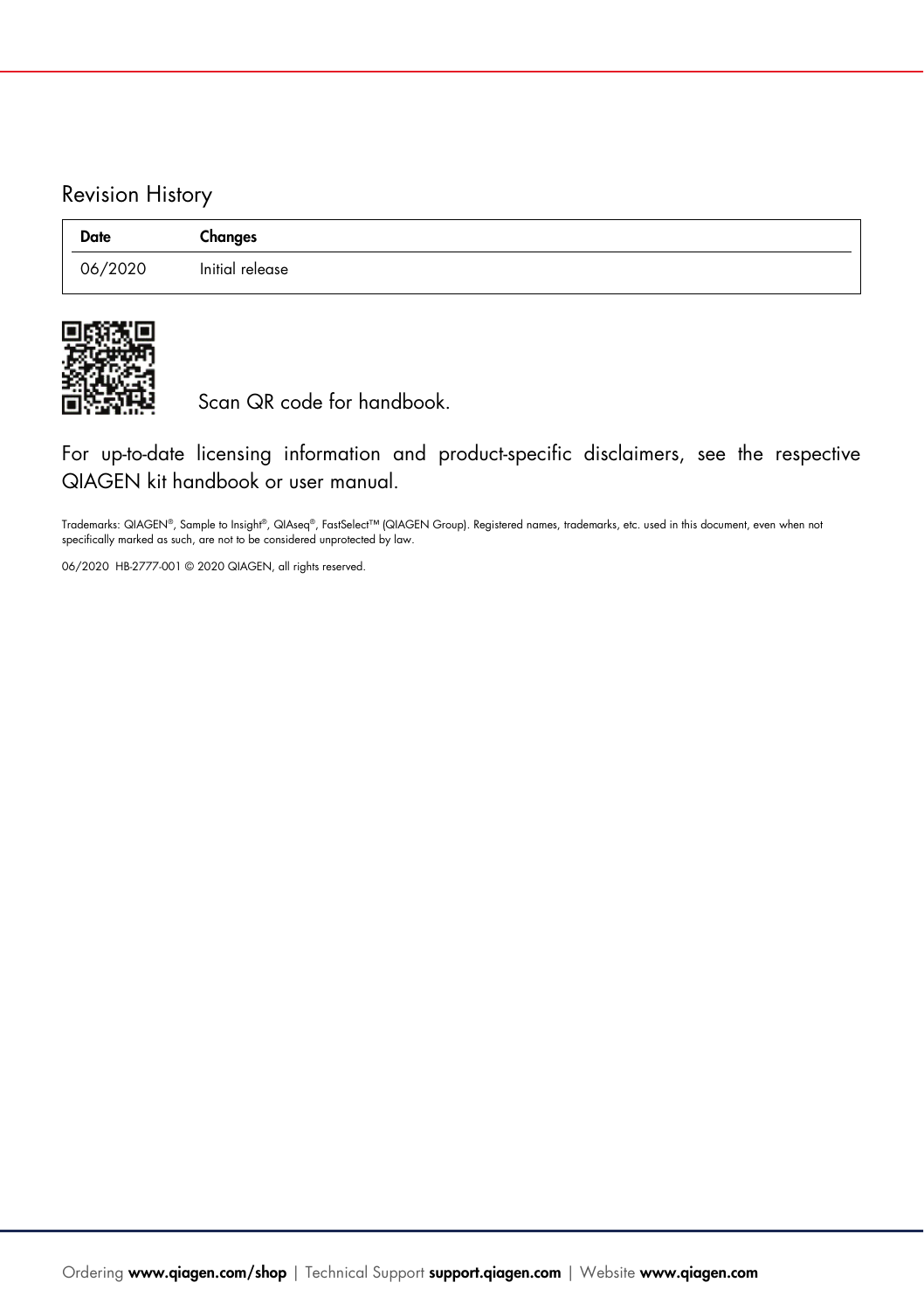## Revision History

| Date | Changes |
| --- | --- |
| 06/2020 | Initial release |

Scan QR code for handbook.

For up-to-date licensing information and product-specific disclaimers, see the respective QIAGEN kit handbook or user manual.

Trademarks: QIAGEN®, Sample to Insight®, QIAseq®, FastSelect™ (QIAGEN Group). Registered names, trademarks, etc. used in this document, even when not specifically marked as such, are not to be considered unprotected by law.

06/2020 HB-2777-001 © 2020 QIAGEN, all rights reserved.

Ordering **www.qiagen.com/shop** | Technical Support **support.qiagen.com** | Website **www.qiagen.com**